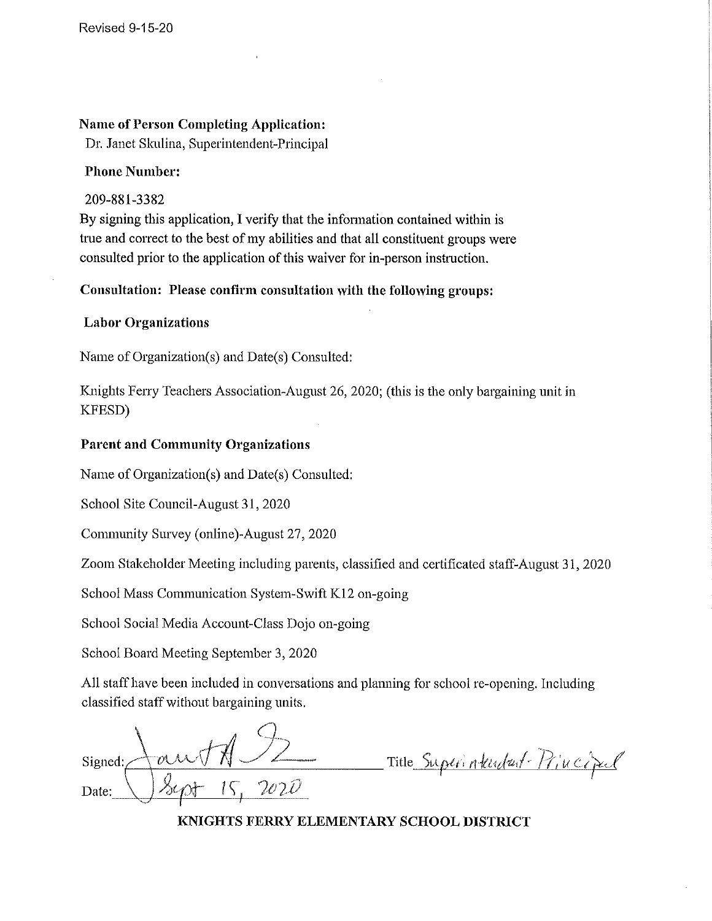Revised 9-15-20

**Name of Person Completing Application:**
Dr. Janet Skulina, Superintendent-Principal

**Phone Number:**

209-881-3382

By signing this application, I verify that the information contained within is true and correct to the best of my abilities and that all constituent groups were consulted prior to the application of this waiver for in-person instruction.

**Consultation: Please confirm consultation with the following groups:**

**Labor Organizations**

Name of Organization(s) and Date(s) Consulted:

Knights Ferry Teachers Association-August 26, 2020; (this is the only bargaining unit in KFESD)

**Parent and Community Organizations**

Name of Organization(s) and Date(s) Consulted:

School Site Council-August 31, 2020

Community Survey (online)-August 27, 2020

Zoom Stakeholder Meeting including parents, classified and certificated staff-August 31, 2020

School Mass Communication System-Swift K12 on-going

School Social Media Account-Class Dojo on-going

School Board Meeting September 3, 2020

All staff have been included in conversations and planning for school re-opening. Including classified staff without bargaining units.

Signed: Janet A Skulina Title Superintendent-Principal

Date: Sept 15, 2020

**KNIGHTS FERRY ELEMENTARY SCHOOL DISTRICT**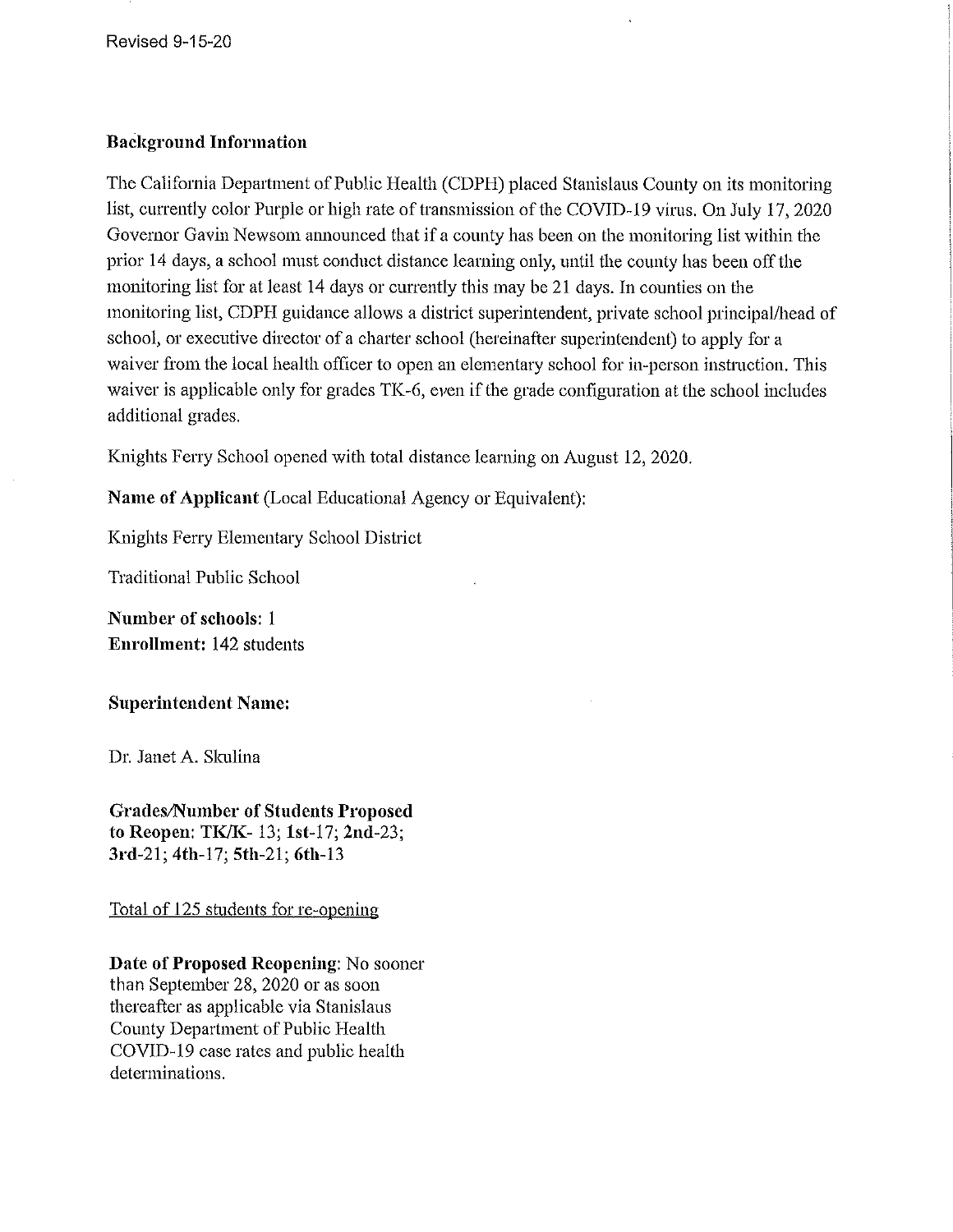Revised 9-15-20

**Background Information**

The California Department of Public Health (CDPH) placed Stanislaus County on its monitoring list, currently color Purple or high rate of transmission of the COVID-19 virus. On July 17, 2020 Governor Gavin Newsom announced that if a county has been on the monitoring list within the prior 14 days, a school must conduct distance learning only, until the county has been off the monitoring list for at least 14 days or currently this may be 21 days. In counties on the monitoring list, CDPH guidance allows a district superintendent, private school principal/head of school, or executive director of a charter school (hereinafter superintendent) to apply for a waiver from the local health officer to open an elementary school for in-person instruction. This waiver is applicable only for grades TK-6, even if the grade configuration at the school includes additional grades.

Knights Ferry School opened with total distance learning on August 12, 2020.

**Name of Applicant** (Local Educational Agency or Equivalent):

Knights Ferry Elementary School District

Traditional Public School

**Number of schools:** 1
**Enrollment:** 142 students

**Superintendent Name:**

Dr. Janet A. Skulina

**Grades/Number of Students Proposed to Reopen:** **TK/K**- 13; **1st**-17; **2nd**-23; **3rd**-21; **4th**-17; **5th**-21; **6th**-13

Total of 125 students for re-opening

**Date of Proposed Reopening**: No sooner than September 28, 2020 or as soon thereafter as applicable via Stanislaus County Department of Public Health COVID-19 case rates and public health determinations.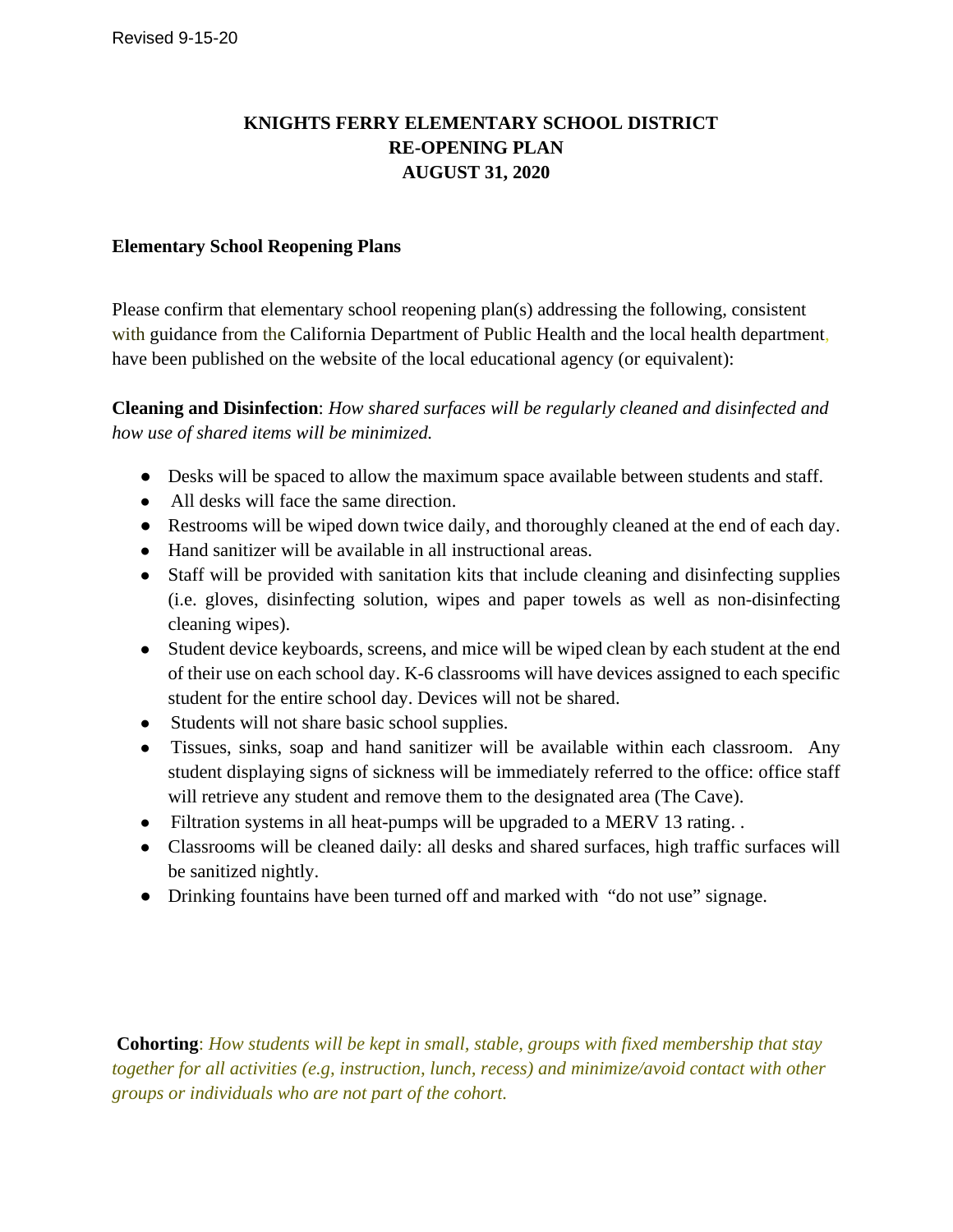Revised 9-15-20

# KNIGHTS FERRY ELEMENTARY SCHOOL DISTRICT
# RE-OPENING PLAN
# AUGUST 31, 2020

## Elementary School Reopening Plans

Please confirm that elementary school reopening plan(s) addressing the following, consistent with guidance from the California Department of Public Health and the local health department, have been published on the website of the local educational agency (or equivalent):

**Cleaning and Disinfection**: *How shared surfaces will be regularly cleaned and disinfected and how use of shared items will be minimized.*

- Desks will be spaced to allow the maximum space available between students and staff.
- All desks will face the same direction.
- Restrooms will be wiped down twice daily, and thoroughly cleaned at the end of each day.
- Hand sanitizer will be available in all instructional areas.
- Staff will be provided with sanitation kits that include cleaning and disinfecting supplies (i.e. gloves, disinfecting solution, wipes and paper towels as well as non-disinfecting cleaning wipes).
- Student device keyboards, screens, and mice will be wiped clean by each student at the end of their use on each school day. K-6 classrooms will have devices assigned to each specific student for the entire school day. Devices will not be shared.
- Students will not share basic school supplies.
- Tissues, sinks, soap and hand sanitizer will be available within each classroom. Any student displaying signs of sickness will be immediately referred to the office: office staff will retrieve any student and remove them to the designated area (The Cave).
- Filtration systems in all heat-pumps will be upgraded to a MERV 13 rating. .
- Classrooms will be cleaned daily: all desks and shared surfaces, high traffic surfaces will be sanitized nightly.
- Drinking fountains have been turned off and marked with "do not use" signage.

**Cohorting**: *How students will be kept in small, stable, groups with fixed membership that stay together for all activities (e.g, instruction, lunch, recess) and minimize/avoid contact with other groups or individuals who are not part of the cohort.*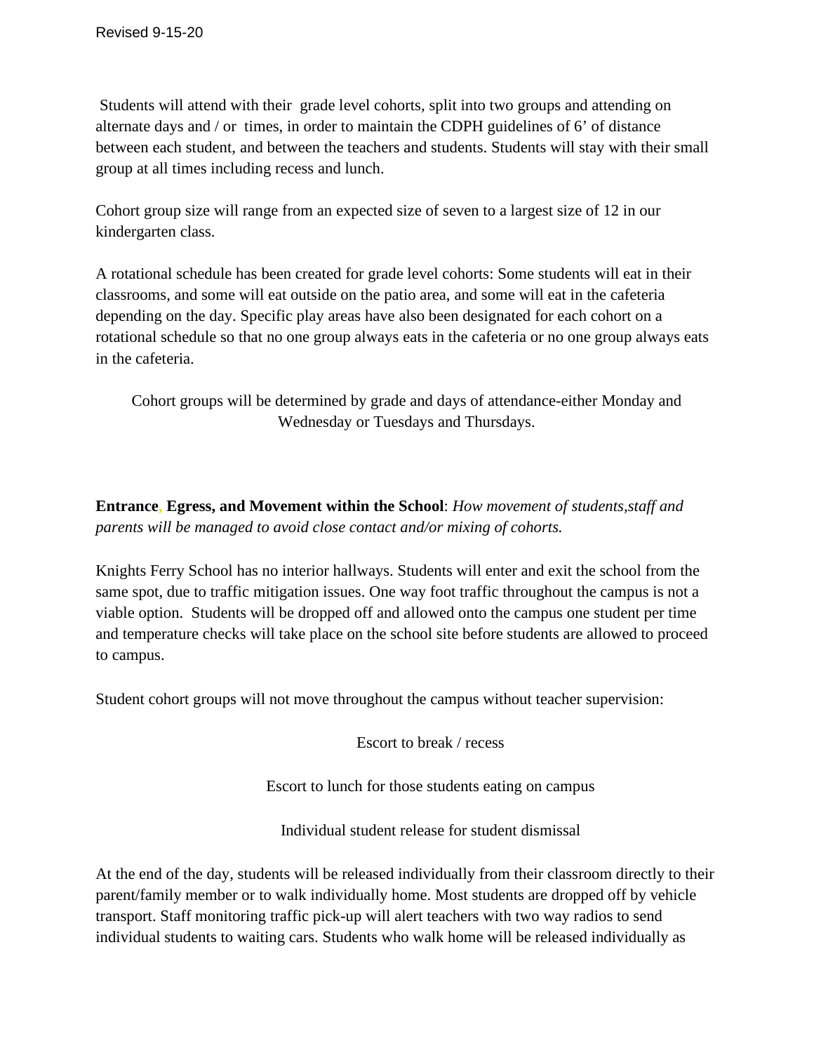Students will attend with their grade level cohorts, split into two groups and attending on alternate days and / or times, in order to maintain the CDPH guidelines of 6' of distance between each student, and between the teachers and students. Students will stay with their small group at all times including recess and lunch.

Cohort group size will range from an expected size of seven to a largest size of 12 in our kindergarten class.

A rotational schedule has been created for grade level cohorts: Some students will eat in their classrooms, and some will eat outside on the patio area, and some will eat in the cafeteria depending on the day. Specific play areas have also been designated for each cohort on a rotational schedule so that no one group always eats in the cafeteria or no one group always eats in the cafeteria.

Cohort groups will be determined by grade and days of attendance-either Monday and Wednesday or Tuesdays and Thursdays.

**Entrance, Egress, and Movement within the School**: *How movement of students,staff and parents will be managed to avoid close contact and/or mixing of cohorts.*

Knights Ferry School has no interior hallways. Students will enter and exit the school from the same spot, due to traffic mitigation issues. One way foot traffic throughout the campus is not a viable option. Students will be dropped off and allowed onto the campus one student per time and temperature checks will take place on the school site before students are allowed to proceed to campus.

Student cohort groups will not move throughout the campus without teacher supervision:

Escort to break / recess

Escort to lunch for those students eating on campus

Individual student release for student dismissal

At the end of the day, students will be released individually from their classroom directly to their parent/family member or to walk individually home. Most students are dropped off by vehicle transport. Staff monitoring traffic pick-up will alert teachers with two way radios to send individual students to waiting cars. Students who walk home will be released individually as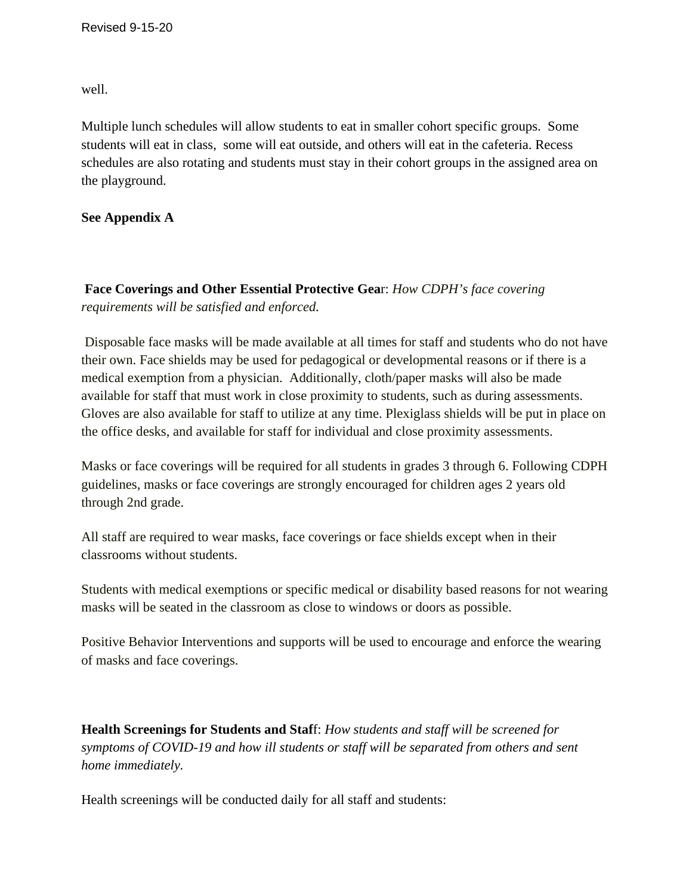well.

Multiple lunch schedules will allow students to eat in smaller cohort specific groups. Some students will eat in class, some will eat outside, and others will eat in the cafeteria. Recess schedules are also rotating and students must stay in their cohort groups in the assigned area on the playground.

**See Appendix A**

**Face Coverings and Other Essential Protective Gea**r: *How CDPH's face covering requirements will be satisfied and enforced.*

Disposable face masks will be made available at all times for staff and students who do not have their own. Face shields may be used for pedagogical or developmental reasons or if there is a medical exemption from a physician. Additionally, cloth/paper masks will also be made available for staff that must work in close proximity to students, such as during assessments. Gloves are also available for staff to utilize at any time. Plexiglass shields will be put in place on the office desks, and available for staff for individual and close proximity assessments.

Masks or face coverings will be required for all students in grades 3 through 6. Following CDPH guidelines, masks or face coverings are strongly encouraged for children ages 2 years old through 2nd grade.

All staff are required to wear masks, face coverings or face shields except when in their classrooms without students.

Students with medical exemptions or specific medical or disability based reasons for not wearing masks will be seated in the classroom as close to windows or doors as possible.

Positive Behavior Interventions and supports will be used to encourage and enforce the wearing of masks and face coverings.

**Health Screenings for Students and Staf**f: *How students and staff will be screened for symptoms of COVID-19 and how ill students or staff will be separated from others and sent home immediately.*

Health screenings will be conducted daily for all staff and students: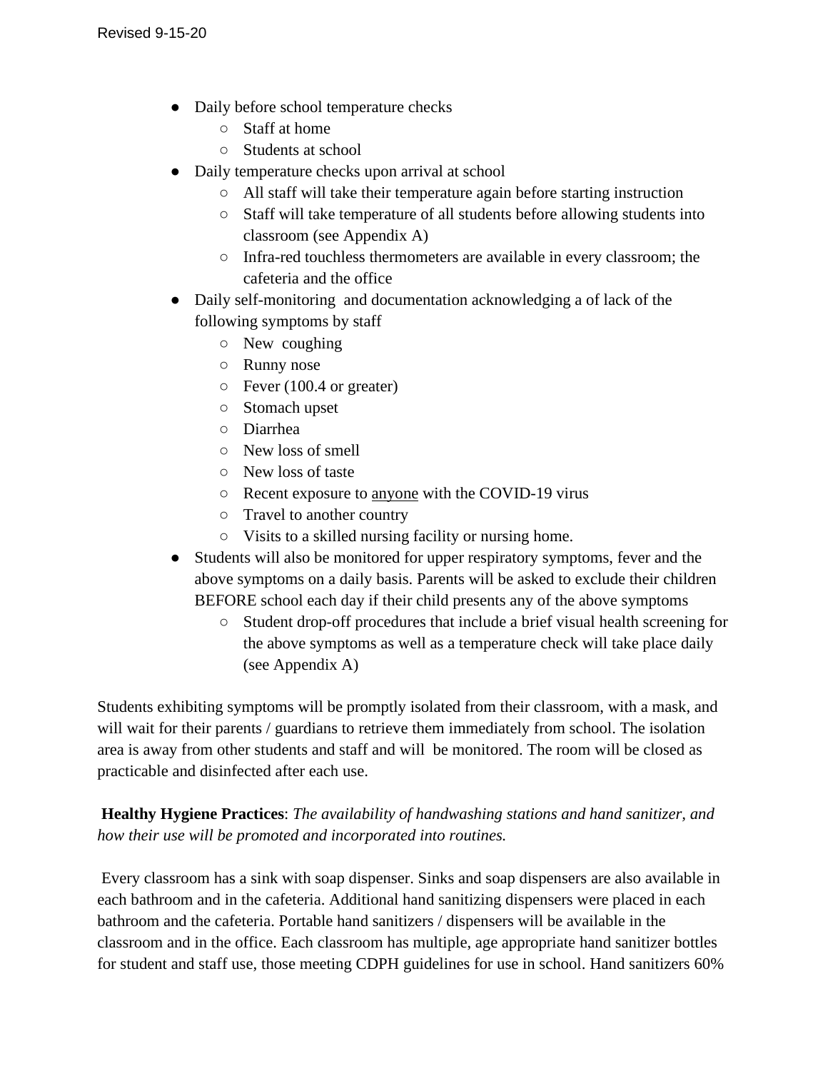- Daily before school temperature checks
    - Staff at home
    - Students at school
- Daily temperature checks upon arrival at school
    - All staff will take their temperature again before starting instruction
    - Staff will take temperature of all students before allowing students into classroom (see Appendix A)
    - Infra-red touchless thermometers are available in every classroom; the cafeteria and the office
- Daily self-monitoring  and documentation acknowledging a of lack of the following symptoms by staff
    - New  coughing
    - Runny nose
    - Fever (100.4 or greater)
    - Stomach upset
    - Diarrhea
    - New loss of smell
    - New loss of taste
    - Recent exposure to <u>anyone</u> with the COVID-19 virus
    - Travel to another country
    - Visits to a skilled nursing facility or nursing home.
- Students will also be monitored for upper respiratory symptoms, fever and the above symptoms on a daily basis. Parents will be asked to exclude their children BEFORE school each day if their child presents any of the above symptoms
    - Student drop-off procedures that include a brief visual health screening for the above symptoms as well as a temperature check will take place daily (see Appendix A)

Students exhibiting symptoms will be promptly isolated from their classroom, with a mask, and will wait for their parents / guardians to retrieve them immediately from school. The isolation area is away from other students and staff and will  be monitored. The room will be closed as practicable and disinfected after each use.

**Healthy Hygiene Practices**: *The availability of handwashing stations and hand sanitizer, and how their use will be promoted and incorporated into routines.*

Every classroom has a sink with soap dispenser. Sinks and soap dispensers are also available in each bathroom and in the cafeteria. Additional hand sanitizing dispensers were placed in each bathroom and the cafeteria. Portable hand sanitizers / dispensers will be available in the classroom and in the office. Each classroom has multiple, age appropriate hand sanitizer bottles for student and staff use, those meeting CDPH guidelines for use in school. Hand sanitizers 60%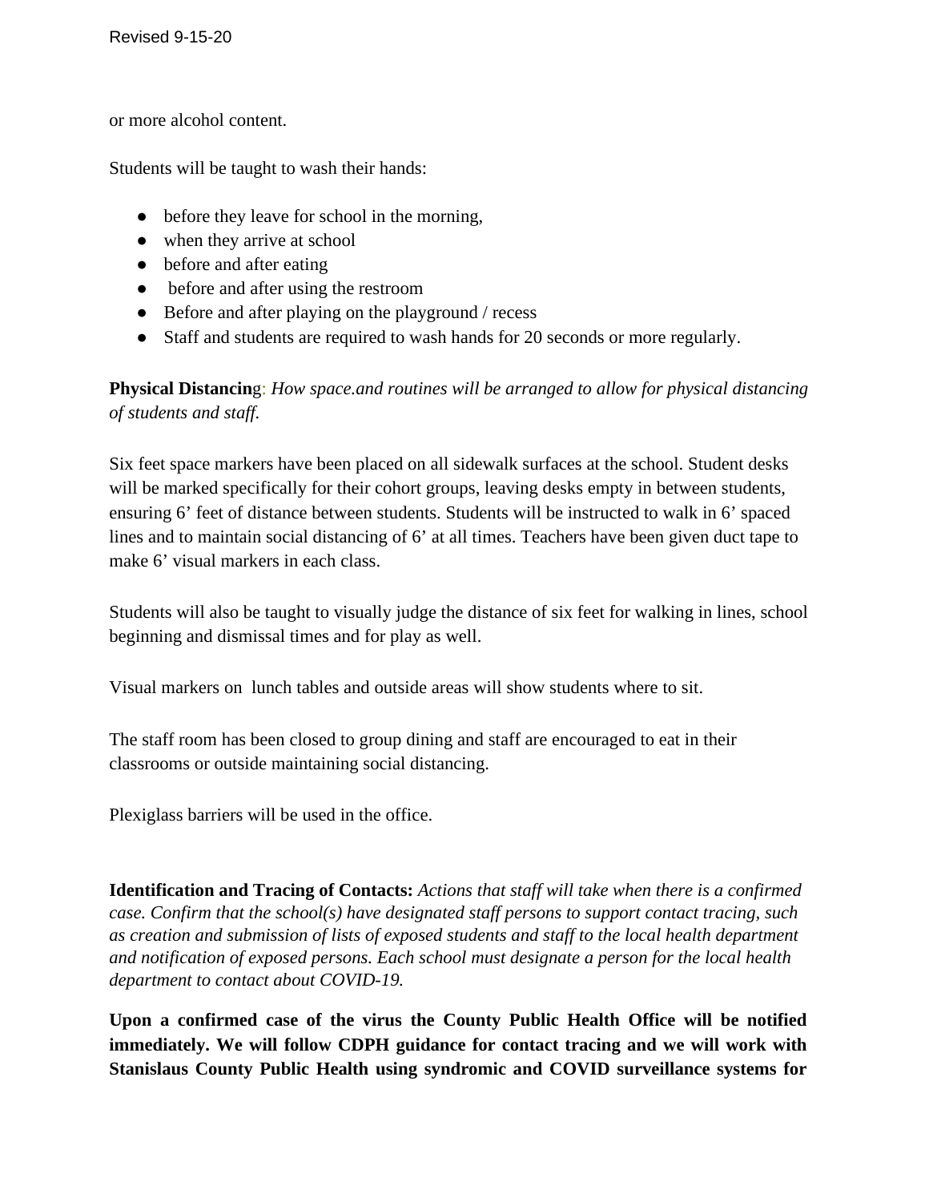or more alcohol content.

Students will be taught to wash their hands:

- before they leave for school in the morning,
- when they arrive at school
- before and after eating
- before and after using the restroom
- Before and after playing on the playground / recess
- Staff and students are required to wash hands for 20 seconds or more regularly.

**Physical Distancing**: *How space.and routines will be arranged to allow for physical distancing of students and staff.*

Six feet space markers have been placed on all sidewalk surfaces at the school. Student desks will be marked specifically for their cohort groups, leaving desks empty in between students, ensuring 6' feet of distance between students. Students will be instructed to walk in 6' spaced lines and to maintain social distancing of 6' at all times. Teachers have been given duct tape to make 6' visual markers in each class.

Students will also be taught to visually judge the distance of six feet for walking in lines, school beginning and dismissal times and for play as well.

Visual markers on lunch tables and outside areas will show students where to sit.

The staff room has been closed to group dining and staff are encouraged to eat in their classrooms or outside maintaining social distancing.

Plexiglass barriers will be used in the office.

**Identification and Tracing of Contacts:** *Actions that staff will take when there is a confirmed case. Confirm that the school(s) have designated staff persons to support contact tracing, such as creation and submission of lists of exposed students and staff to the local health department and notification of exposed persons. Each school must designate a person for the local health department to contact about COVID-19.*

**Upon a confirmed case of the virus the County Public Health Office will be notified immediately. We will follow CDPH guidance for contact tracing and we will work with Stanislaus County Public Health using syndromic and COVID surveillance systems for**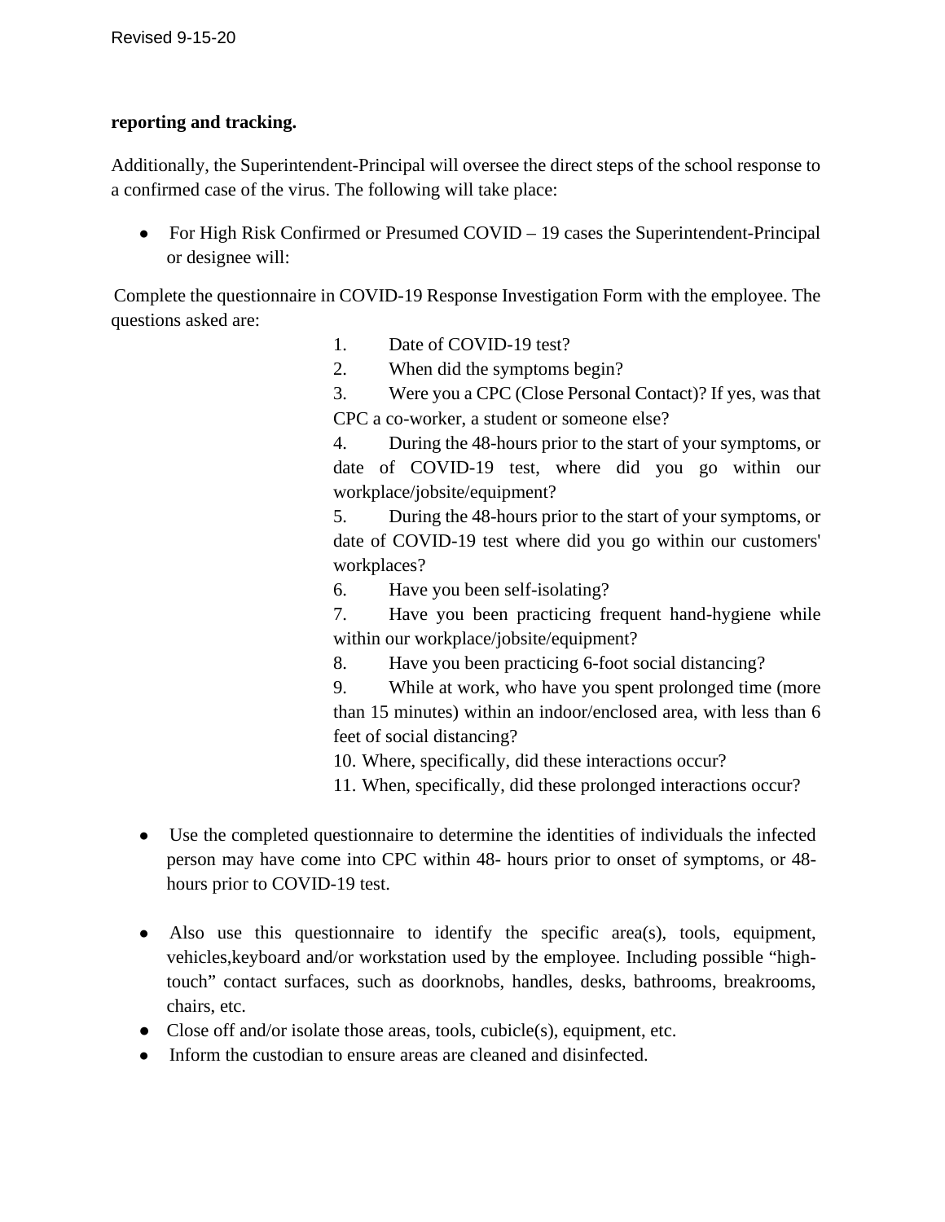**reporting and tracking.**

Additionally, the Superintendent-Principal will oversee the direct steps of the school response to a confirmed case of the virus. The following will take place:

- For High Risk Confirmed or Presumed COVID – 19 cases the Superintendent-Principal or designee will:

Complete the questionnaire in COVID-19 Response Investigation Form with the employee. The questions asked are:

1. Date of COVID-19 test?
2. When did the symptoms begin?
3. Were you a CPC (Close Personal Contact)? If yes, was that CPC a co-worker, a student or someone else?
4. During the 48-hours prior to the start of your symptoms, or date of COVID-19 test, where did you go within our workplace/jobsite/equipment?
5. During the 48-hours prior to the start of your symptoms, or date of COVID-19 test where did you go within our customers' workplaces?
6. Have you been self-isolating?
7. Have you been practicing frequent hand-hygiene while within our workplace/jobsite/equipment?
8. Have you been practicing 6-foot social distancing?
9. While at work, who have you spent prolonged time (more than 15 minutes) within an indoor/enclosed area, with less than 6 feet of social distancing?
10. Where, specifically, did these interactions occur?
11. When, specifically, did these prolonged interactions occur?

- Use the completed questionnaire to determine the identities of individuals the infected person may have come into CPC within 48- hours prior to onset of symptoms, or 48-hours prior to COVID-19 test.
- Also use this questionnaire to identify the specific area(s), tools, equipment, vehicles,keyboard and/or workstation used by the employee. Including possible "high-touch" contact surfaces, such as doorknobs, handles, desks, bathrooms, breakrooms, chairs, etc.
- Close off and/or isolate those areas, tools, cubicle(s), equipment, etc.
- Inform the custodian to ensure areas are cleaned and disinfected.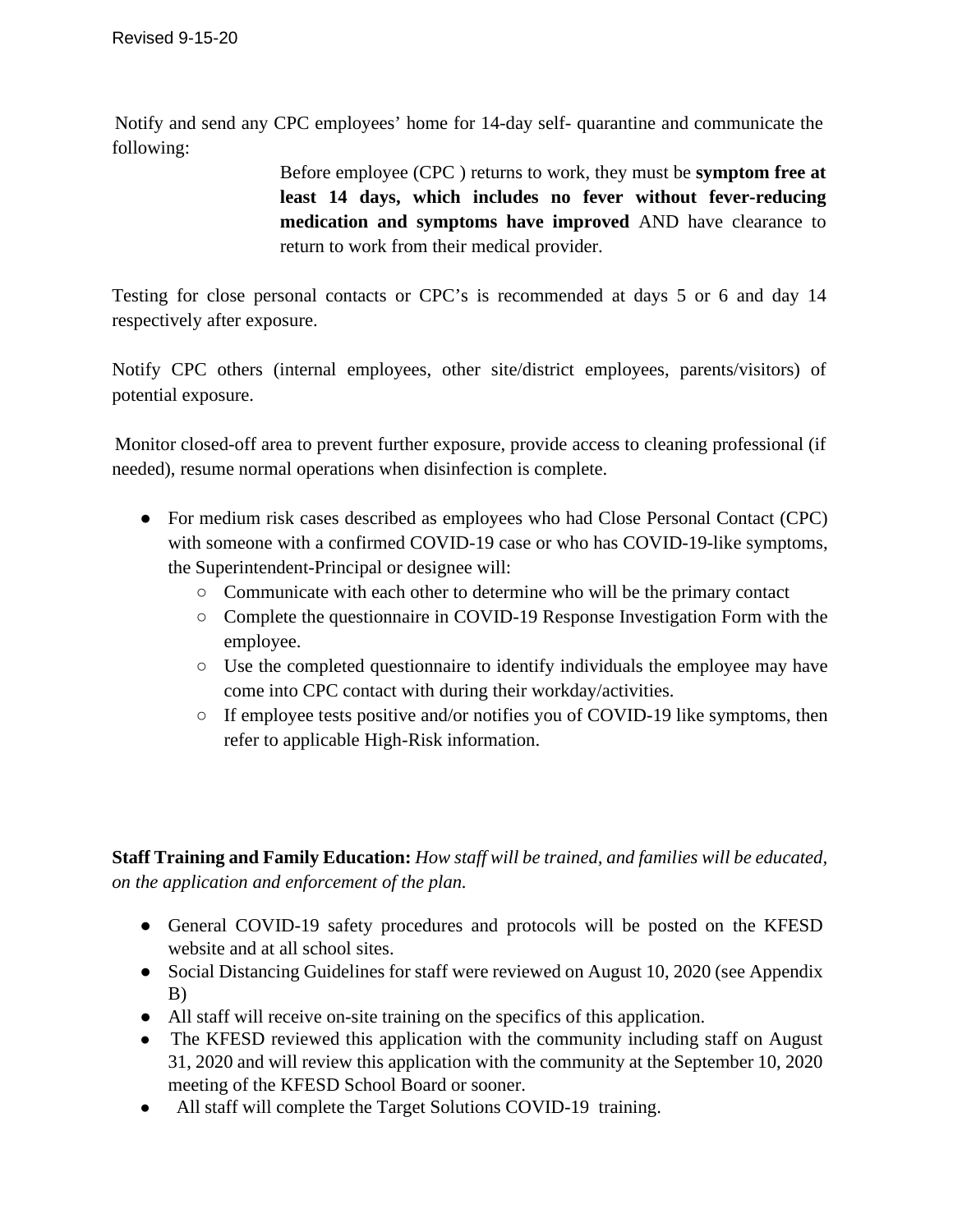Notify and send any CPC employees' home for 14-day self- quarantine and communicate the following:

> Before employee (CPC ) returns to work, they must be **symptom free at least 14 days, which includes no fever without fever-reducing medication and symptoms have improved** AND have clearance to return to work from their medical provider.

Testing for close personal contacts or CPC's is recommended at days 5 or 6 and day 14 respectively after exposure.

Notify CPC others (internal employees, other site/district employees, parents/visitors) of potential exposure.

Monitor closed-off area to prevent further exposure, provide access to cleaning professional (if needed), resume normal operations when disinfection is complete.

- For medium risk cases described as employees who had Close Personal Contact (CPC) with someone with a confirmed COVID-19 case or who has COVID-19-like symptoms, the Superintendent-Principal or designee will:
  - Communicate with each other to determine who will be the primary contact
  - Complete the questionnaire in COVID-19 Response Investigation Form with the employee.
  - Use the completed questionnaire to identify individuals the employee may have come into CPC contact with during their workday/activities.
  - If employee tests positive and/or notifies you of COVID-19 like symptoms, then refer to applicable High-Risk information.

**Staff Training and Family Education:** *How staff will be trained, and families will be educated, on the application and enforcement of the plan.*

- General COVID-19 safety procedures and protocols will be posted on the KFESD website and at all school sites.
- Social Distancing Guidelines for staff were reviewed on August 10, 2020 (see Appendix B)
- All staff will receive on-site training on the specifics of this application.
- The KFESD reviewed this application with the community including staff on August 31, 2020 and will review this application with the community at the September 10, 2020 meeting of the KFESD School Board or sooner.
- All staff will complete the Target Solutions COVID-19 training.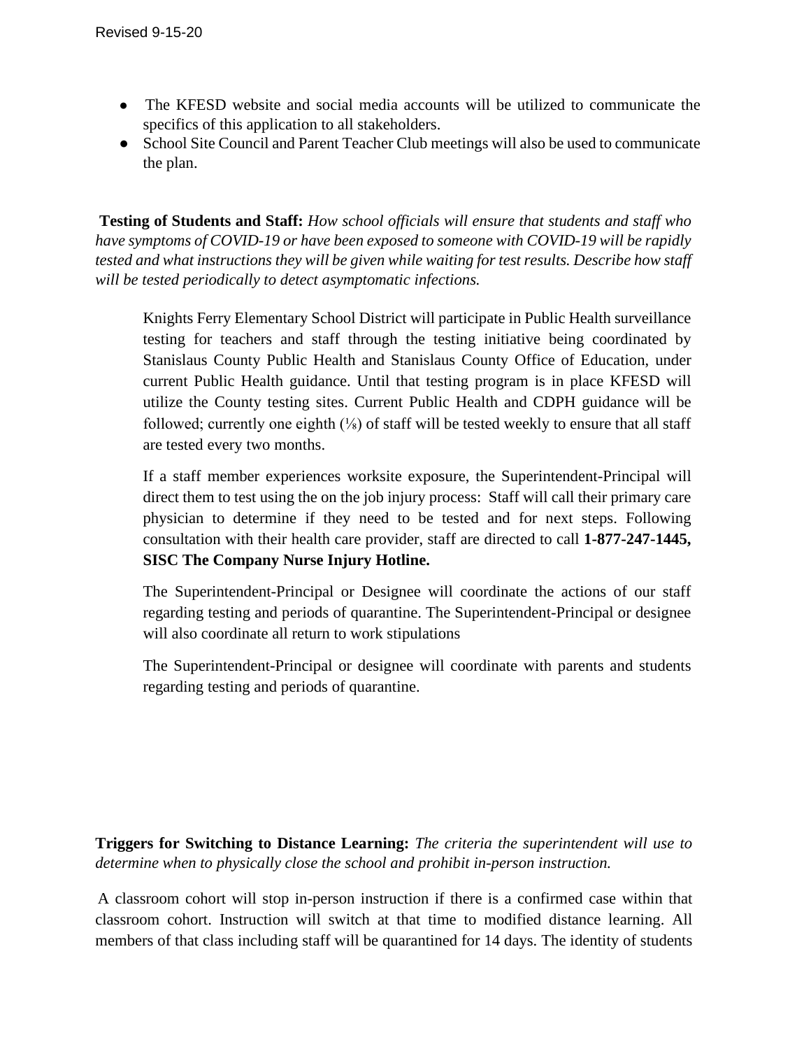- The KFESD website and social media accounts will be utilized to communicate the specifics of this application to all stakeholders.
- School Site Council and Parent Teacher Club meetings will also be used to communicate the plan.

**Testing of Students and Staff:** *How school officials will ensure that students and staff who have symptoms of COVID-19 or have been exposed to someone with COVID-19 will be rapidly tested and what instructions they will be given while waiting for test results. Describe how staff will be tested periodically to detect asymptomatic infections.*

Knights Ferry Elementary School District will participate in Public Health surveillance testing for teachers and staff through the testing initiative being coordinated by Stanislaus County Public Health and Stanislaus County Office of Education, under current Public Health guidance. Until that testing program is in place KFESD will utilize the County testing sites. Current Public Health and CDPH guidance will be followed; currently one eighth (⅛) of staff will be tested weekly to ensure that all staff are tested every two months.

If a staff member experiences worksite exposure, the Superintendent-Principal will direct them to test using the on the job injury process: Staff will call their primary care physician to determine if they need to be tested and for next steps. Following consultation with their health care provider, staff are directed to call **1-877-247-1445, SISC The Company Nurse Injury Hotline.**

The Superintendent-Principal or Designee will coordinate the actions of our staff regarding testing and periods of quarantine. The Superintendent-Principal or designee will also coordinate all return to work stipulations

The Superintendent-Principal or designee will coordinate with parents and students regarding testing and periods of quarantine.

**Triggers for Switching to Distance Learning:** *The criteria the superintendent will use to determine when to physically close the school and prohibit in-person instruction.*

A classroom cohort will stop in-person instruction if there is a confirmed case within that classroom cohort. Instruction will switch at that time to modified distance learning. All members of that class including staff will be quarantined for 14 days. The identity of students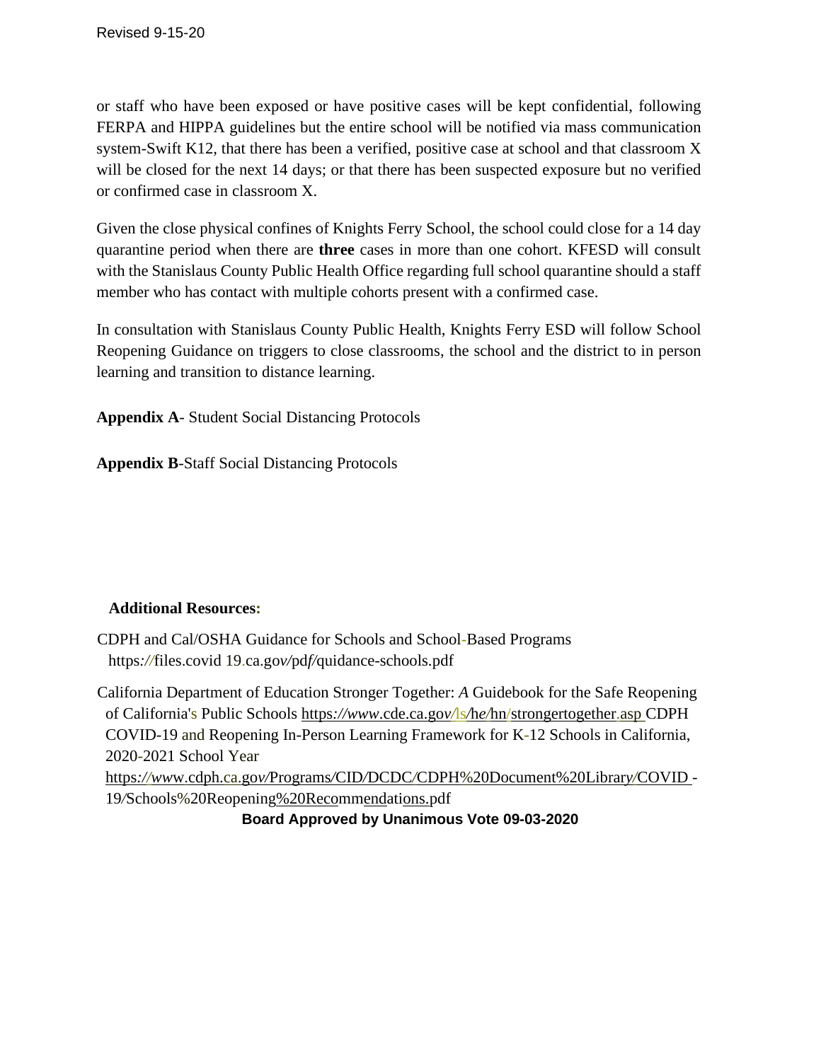or staff who have been exposed or have positive cases will be kept confidential, following FERPA and HIPPA guidelines but the entire school will be notified via mass communication system-Swift K12, that there has been a verified, positive case at school and that classroom X will be closed for the next 14 days; or that there has been suspected exposure but no verified or confirmed case in classroom X.

Given the close physical confines of Knights Ferry School, the school could close for a 14 day quarantine period when there are **three** cases in more than one cohort. KFESD will consult with the Stanislaus County Public Health Office regarding full school quarantine should a staff member who has contact with multiple cohorts present with a confirmed case.

In consultation with Stanislaus County Public Health, Knights Ferry ESD will follow School Reopening Guidance on triggers to close classrooms, the school and the district to in person learning and transition to distance learning.

**Appendix A**- Student Social Distancing Protocols

**Appendix B**-Staff Social Distancing Protocols

**Additional Resources:**

CDPH and Cal/OSHA Guidance for Schools and School-Based Programs https://files.covid 19.ca.gov/pdf/quidance-schools.pdf

California Department of Education Stronger Together: *A* Guidebook for the Safe Reopening of California's Public Schools https://www.cde.ca.gov/ls/he/hn/strongertogether.asp CDPH COVID-19 and Reopening In-Person Learning Framework for K-12 Schools in California, 2020-2021 School Year https://www.cdph.ca.gov/Programs/CID/DCDC/CDPH%20Document%20Library/COVID -19/Schools%20Reopening%20Recommendations.pdf

**Board Approved by Unanimous Vote 09-03-2020**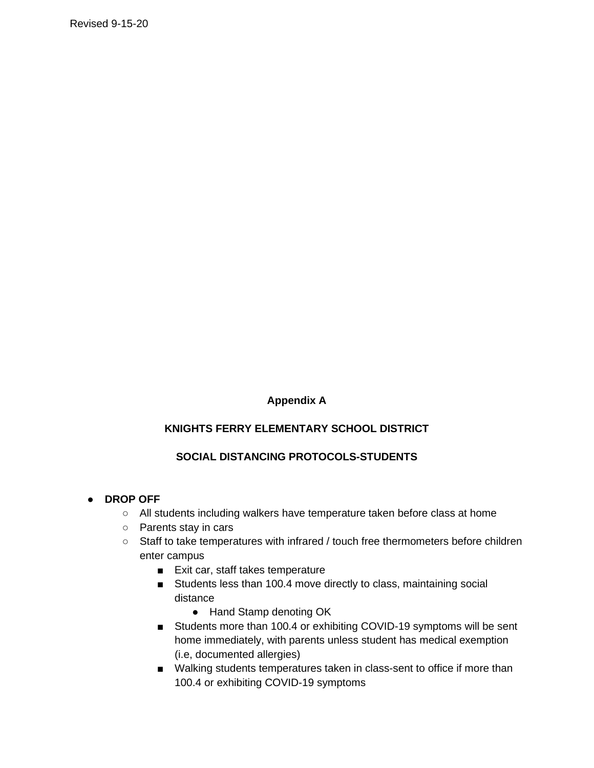## Appendix A

## KNIGHTS FERRY ELEMENTARY SCHOOL DISTRICT

## SOCIAL DISTANCING PROTOCOLS-STUDENTS

- **DROP OFF**
  - All students including walkers have temperature taken before class at home
  - Parents stay in cars
  - Staff to take temperatures with infrared / touch free thermometers before children enter campus
    - Exit car, staff takes temperature
    - Students less than 100.4 move directly to class, maintaining social distance
      - Hand Stamp denoting OK
    - Students more than 100.4 or exhibiting COVID-19 symptoms will be sent home immediately, with parents unless student has medical exemption (i.e, documented allergies)
    - Walking students temperatures taken in class-sent to office if more than 100.4 or exhibiting COVID-19 symptoms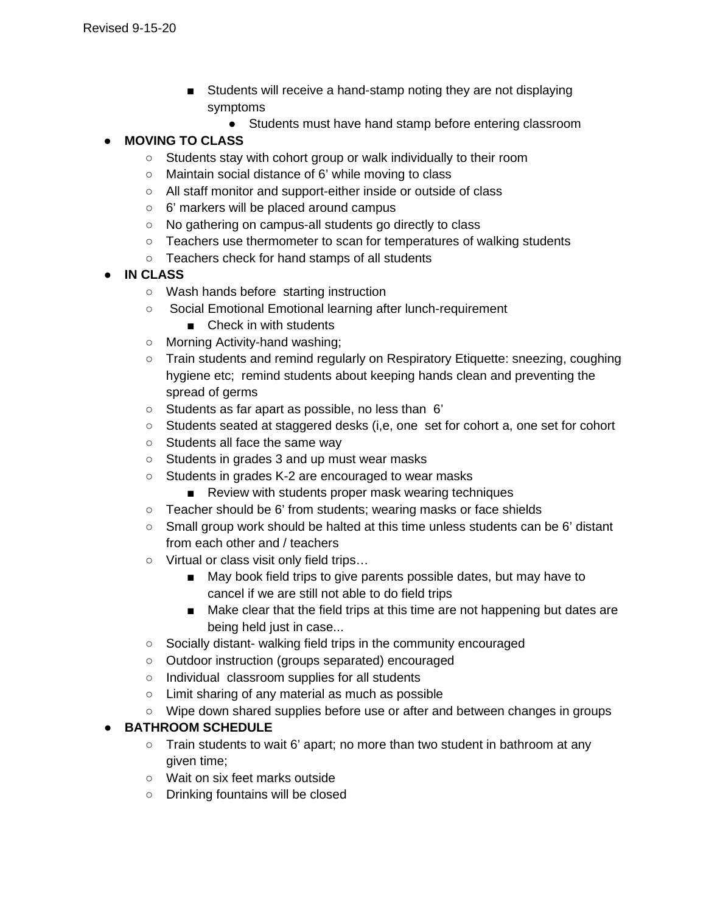- Students will receive a hand-stamp noting they are not displaying symptoms
  - Students must have hand stamp before entering classroom

- **MOVING TO CLASS**
  - Students stay with cohort group or walk individually to their room
  - Maintain social distance of 6' while moving to class
  - All staff monitor and support-either inside or outside of class
  - 6' markers will be placed around campus
  - No gathering on campus-all students go directly to class
  - Teachers use thermometer to scan for temperatures of walking students
  - Teachers check for hand stamps of all students
- **IN CLASS**
  - Wash hands before starting instruction
  - Social Emotional Emotional learning after lunch-requirement
    - Check in with students
  - Morning Activity-hand washing;
  - Train students and remind regularly on Respiratory Etiquette: sneezing, coughing hygiene etc; remind students about keeping hands clean and preventing the spread of germs
  - Students as far apart as possible, no less than 6'
  - Students seated at staggered desks (i,e, one set for cohort a, one set for cohort
  - Students all face the same way
  - Students in grades 3 and up must wear masks
  - Students in grades K-2 are encouraged to wear masks
    - Review with students proper mask wearing techniques
  - Teacher should be 6' from students; wearing masks or face shields
  - Small group work should be halted at this time unless students can be 6' distant from each other and / teachers
  - Virtual or class visit only field trips…
    - May book field trips to give parents possible dates, but may have to cancel if we are still not able to do field trips
    - Make clear that the field trips at this time are not happening but dates are being held just in case...
  - Socially distant- walking field trips in the community encouraged
  - Outdoor instruction (groups separated) encouraged
  - Individual classroom supplies for all students
  - Limit sharing of any material as much as possible
  - Wipe down shared supplies before use or after and between changes in groups
- **BATHROOM SCHEDULE**
  - Train students to wait 6' apart; no more than two student in bathroom at any given time;
  - Wait on six feet marks outside
  - Drinking fountains will be closed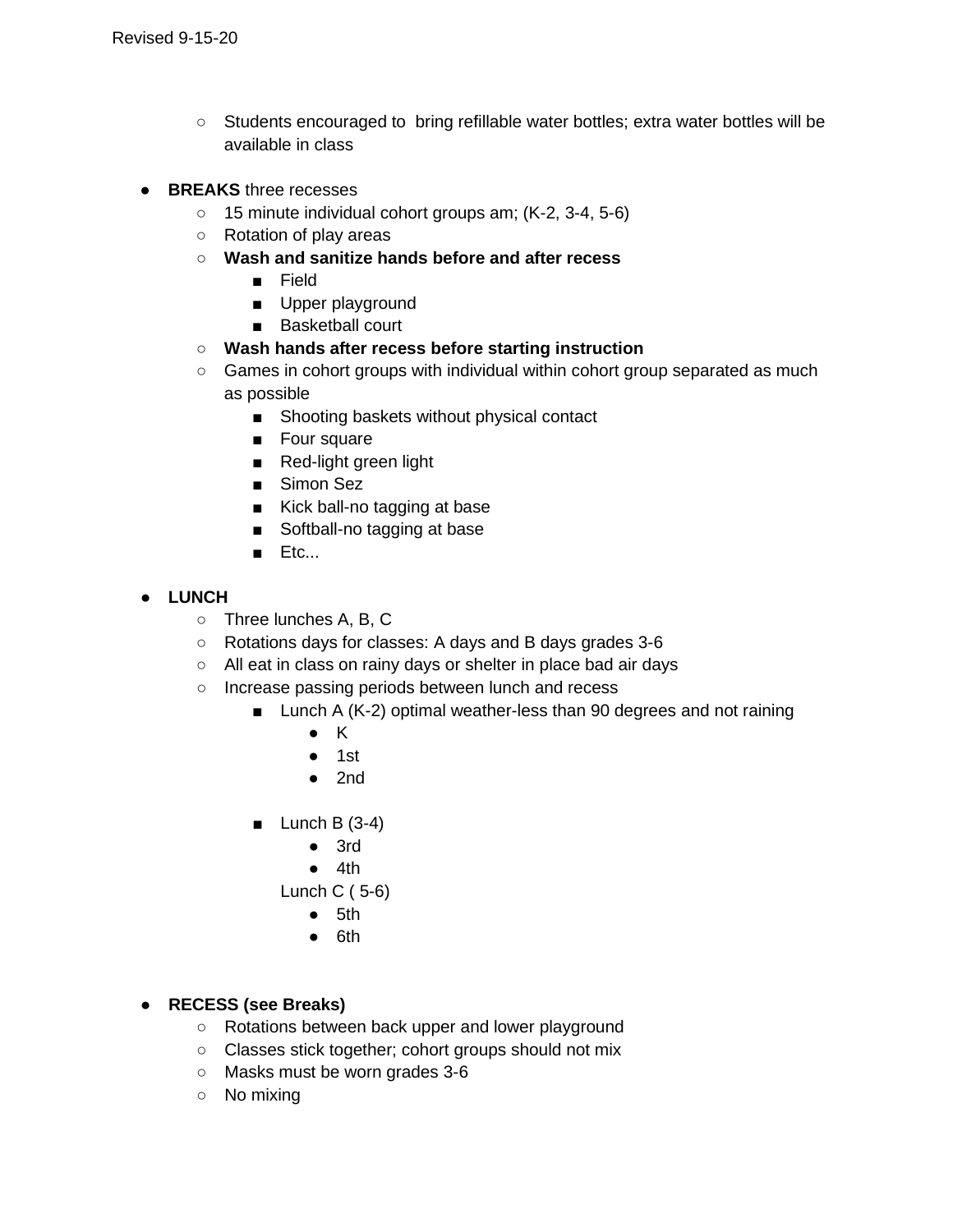- Students encouraged to  bring refillable water bottles; extra water bottles will be available in class

- **BREAKS** three recesses
    - 15 minute individual cohort groups am; (K-2, 3-4, 5-6)
    - Rotation of play areas
    - **Wash and sanitize hands before and after recess**
        - Field
        - Upper playground
        - Basketball court
    - **Wash hands after recess before starting instruction**
    - Games in cohort groups with individual within cohort group separated as much as possible
        - Shooting baskets without physical contact
        - Four square
        - Red-light green light
        - Simon Sez
        - Kick ball-no tagging at base
        - Softball-no tagging at base
        - Etc...

- **LUNCH**
    - Three lunches A, B, C
    - Rotations days for classes: A days and B days grades 3-6
    - All eat in class on rainy days or shelter in place bad air days
    - Increase passing periods between lunch and recess
        - Lunch A (K-2) optimal weather-less than 90 degrees and not raining
            - K
            - 1st
            - 2nd
        - Lunch B (3-4)
            - 3rd
            - 4th

          Lunch C ( 5-6)
            - 5th
            - 6th

- **RECESS (see Breaks)**
    - Rotations between back upper and lower playground
    - Classes stick together; cohort groups should not mix
    - Masks must be worn grades 3-6
    - No mixing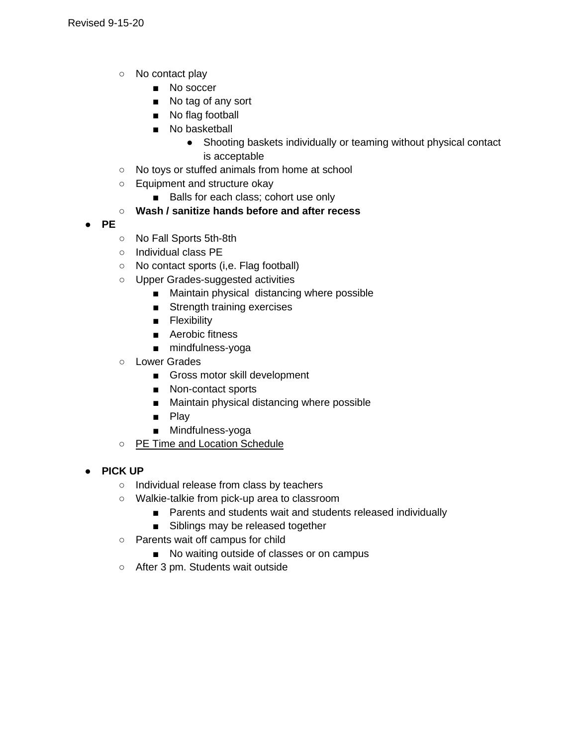- No contact play
        - No soccer
        - No tag of any sort
        - No flag football
        - No basketball
            - Shooting baskets individually or teaming without physical contact is acceptable
    - No toys or stuffed animals from home at school
    - Equipment and structure okay
        - Balls for each class; cohort use only
    - **Wash / sanitize hands before and after recess**
- **PE**
    - No Fall Sports 5th-8th
    - Individual class PE
    - No contact sports (i,e. Flag football)
    - Upper Grades-suggested activities
        - Maintain physical  distancing where possible
        - Strength training exercises
        - Flexibility
        - Aerobic fitness
        - mindfulness-yoga
    - Lower Grades
        - Gross motor skill development
        - Non-contact sports
        - Maintain physical distancing where possible
        - Play
        - Mindfulness-yoga
    - PE Time and Location Schedule

- **PICK UP**
    - Individual release from class by teachers
    - Walkie-talkie from pick-up area to classroom
        - Parents and students wait and students released individually
        - Siblings may be released together
    - Parents wait off campus for child
        - No waiting outside of classes or on campus
    - After 3 pm. Students wait outside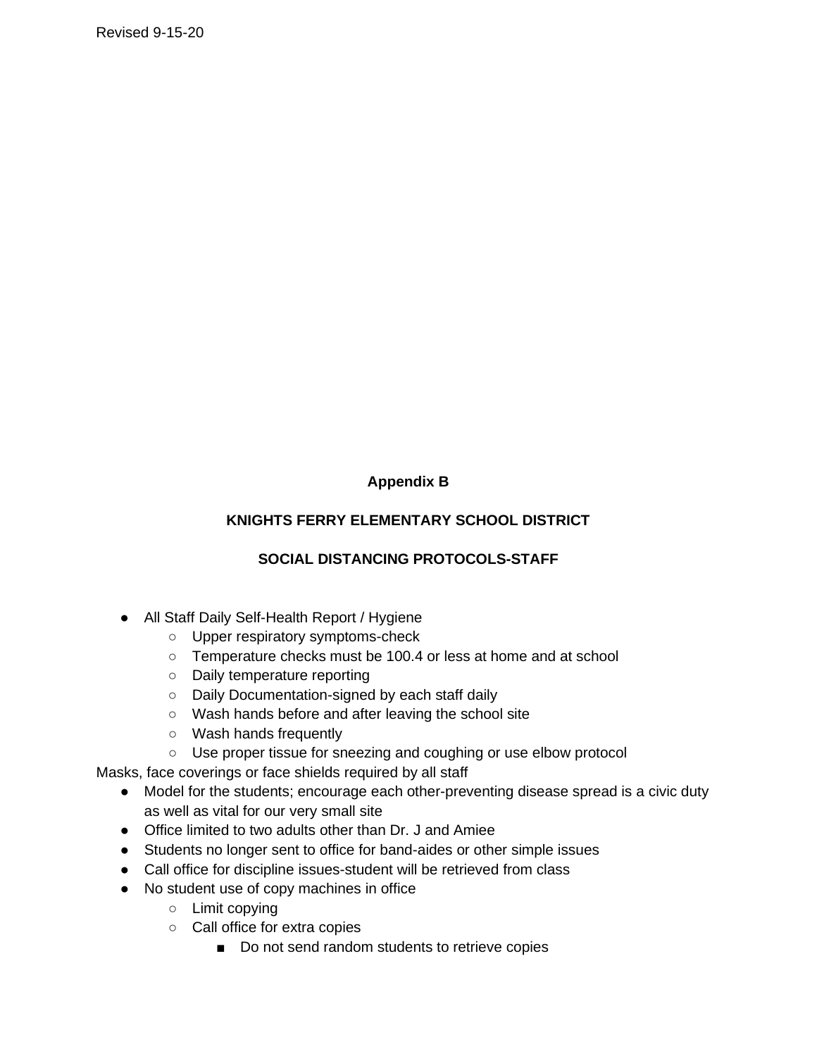Revised 9-15-20

**Appendix B**

**KNIGHTS FERRY ELEMENTARY SCHOOL DISTRICT**

**SOCIAL DISTANCING PROTOCOLS-STAFF**

- All Staff Daily Self-Health Report / Hygiene
  - Upper respiratory symptoms-check
  - Temperature checks must be 100.4 or less at home and at school
  - Daily temperature reporting
  - Daily Documentation-signed by each staff daily
  - Wash hands before and after leaving the school site
  - Wash hands frequently
  - Use proper tissue for sneezing and coughing or use elbow protocol

Masks, face coverings or face shields required by all staff

- Model for the students; encourage each other-preventing disease spread is a civic duty as well as vital for our very small site
- Office limited to two adults other than Dr. J and Amiee
- Students no longer sent to office for band-aides or other simple issues
- Call office for discipline issues-student will be retrieved from class
- No student use of copy machines in office
  - Limit copying
  - Call office for extra copies
    - Do not send random students to retrieve copies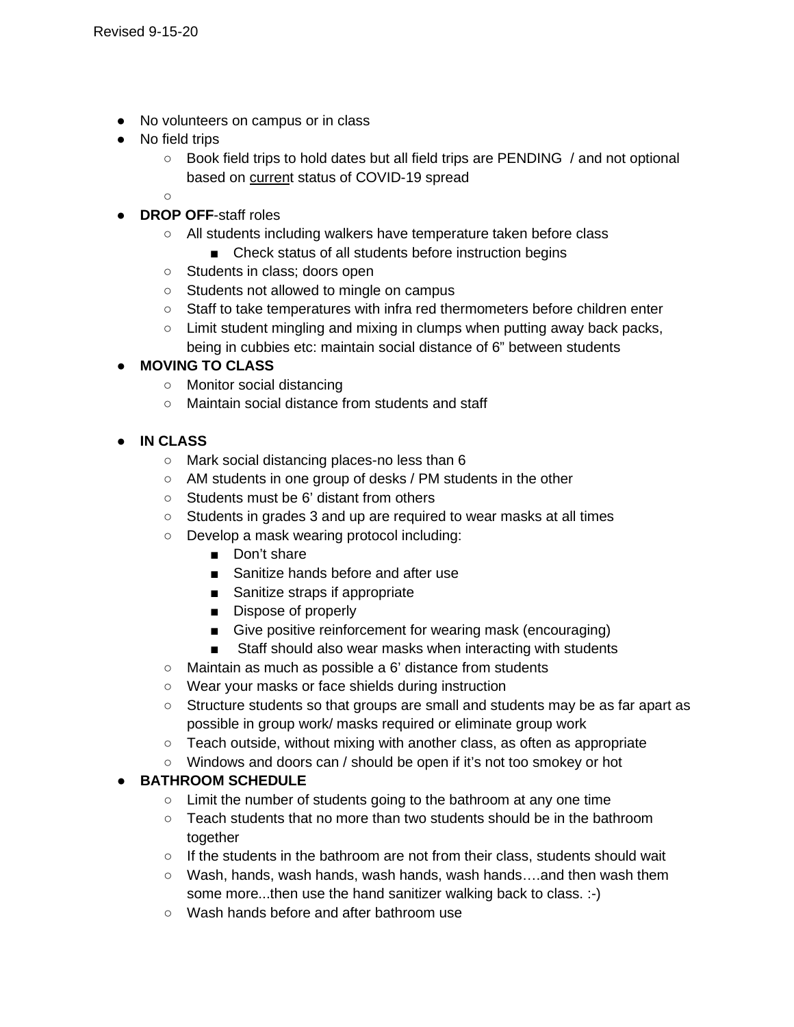Revised 9-15-20

- No volunteers on campus or in class
- No field trips
    - Book field trips to hold dates but all field trips are PENDING / and not optional based on current status of COVID-19 spread
    - 
- **DROP OFF**-staff roles
    - All students including walkers have temperature taken before class
        - Check status of all students before instruction begins
    - Students in class; doors open
    - Students not allowed to mingle on campus
    - Staff to take temperatures with infra red thermometers before children enter
    - Limit student mingling and mixing in clumps when putting away back packs, being in cubbies etc: maintain social distance of 6" between students
- **MOVING TO CLASS**
    - Monitor social distancing
    - Maintain social distance from students and staff

- **IN CLASS**
    - Mark social distancing places-no less than 6
    - AM students in one group of desks / PM students in the other
    - Students must be 6' distant from others
    - Students in grades 3 and up are required to wear masks at all times
    - Develop a mask wearing protocol including:
        - Don't share
        - Sanitize hands before and after use
        - Sanitize straps if appropriate
        - Dispose of properly
        - Give positive reinforcement for wearing mask (encouraging)
        - Staff should also wear masks when interacting with students
    - Maintain as much as possible a 6' distance from students
    - Wear your masks or face shields during instruction
    - Structure students so that groups are small and students may be as far apart as possible in group work/ masks required or eliminate group work
    - Teach outside, without mixing with another class, as often as appropriate
    - Windows and doors can / should be open if it's not too smokey or hot
- **BATHROOM SCHEDULE**
    - Limit the number of students going to the bathroom at any one time
    - Teach students that no more than two students should be in the bathroom together
    - If the students in the bathroom are not from their class, students should wait
    - Wash, hands, wash hands, wash hands, wash hands….and then wash them some more...then use the hand sanitizer walking back to class. :-)
    - Wash hands before and after bathroom use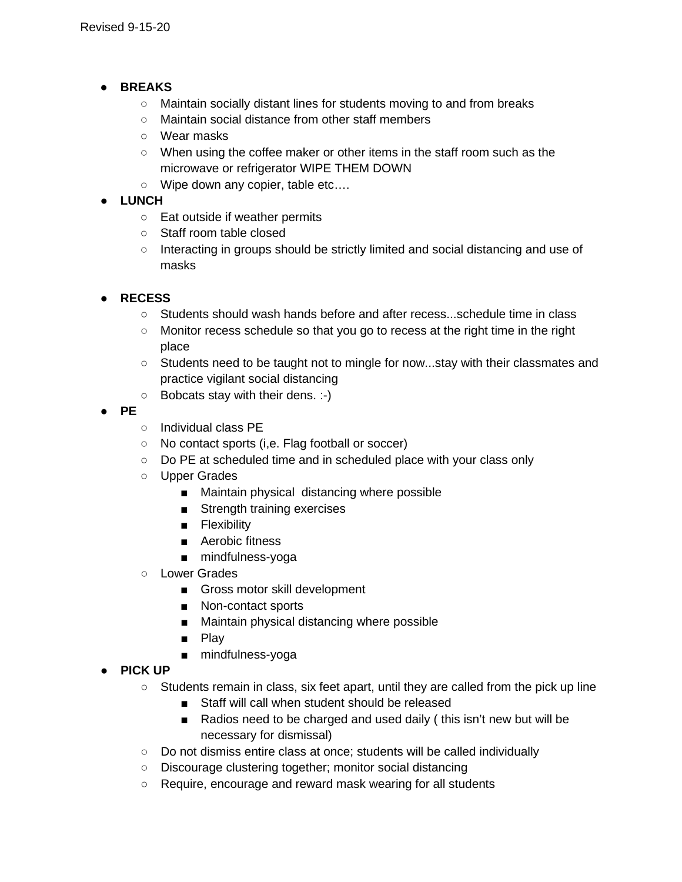- **BREAKS**
  - Maintain socially distant lines for students moving to and from breaks
  - Maintain social distance from other staff members
  - Wear masks
  - When using the coffee maker or other items in the staff room such as the microwave or refrigerator WIPE THEM DOWN
  - Wipe down any copier, table etc….
- **LUNCH**
  - Eat outside if weather permits
  - Staff room table closed
  - Interacting in groups should be strictly limited and social distancing and use of masks

- **RECESS**
  - Students should wash hands before and after recess...schedule time in class
  - Monitor recess schedule so that you go to recess at the right time in the right place
  - Students need to be taught not to mingle for now...stay with their classmates and practice vigilant social distancing
  - Bobcats stay with their dens. :-)
- **PE**
  - Individual class PE
  - No contact sports (i,e. Flag football or soccer)
  - Do PE at scheduled time and in scheduled place with your class only
  - Upper Grades
    - Maintain physical distancing where possible
    - Strength training exercises
    - Flexibility
    - Aerobic fitness
    - mindfulness-yoga
  - Lower Grades
    - Gross motor skill development
    - Non-contact sports
    - Maintain physical distancing where possible
    - Play
    - mindfulness-yoga
- **PICK UP**
  - Students remain in class, six feet apart, until they are called from the pick up line
    - Staff will call when student should be released
    - Radios need to be charged and used daily ( this isn't new but will be necessary for dismissal)
  - Do not dismiss entire class at once; students will be called individually
  - Discourage clustering together; monitor social distancing
  - Require, encourage and reward mask wearing for all students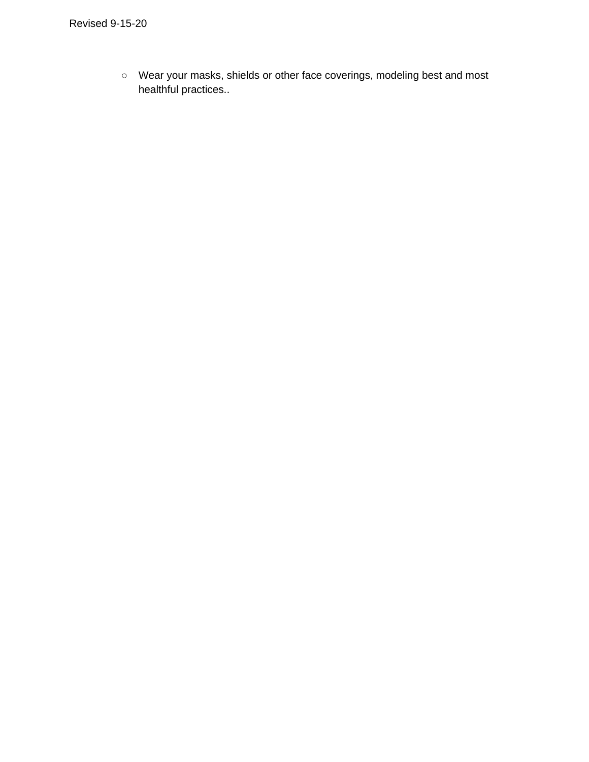- Wear your masks, shields or other face coverings, modeling best and most healthful practices..